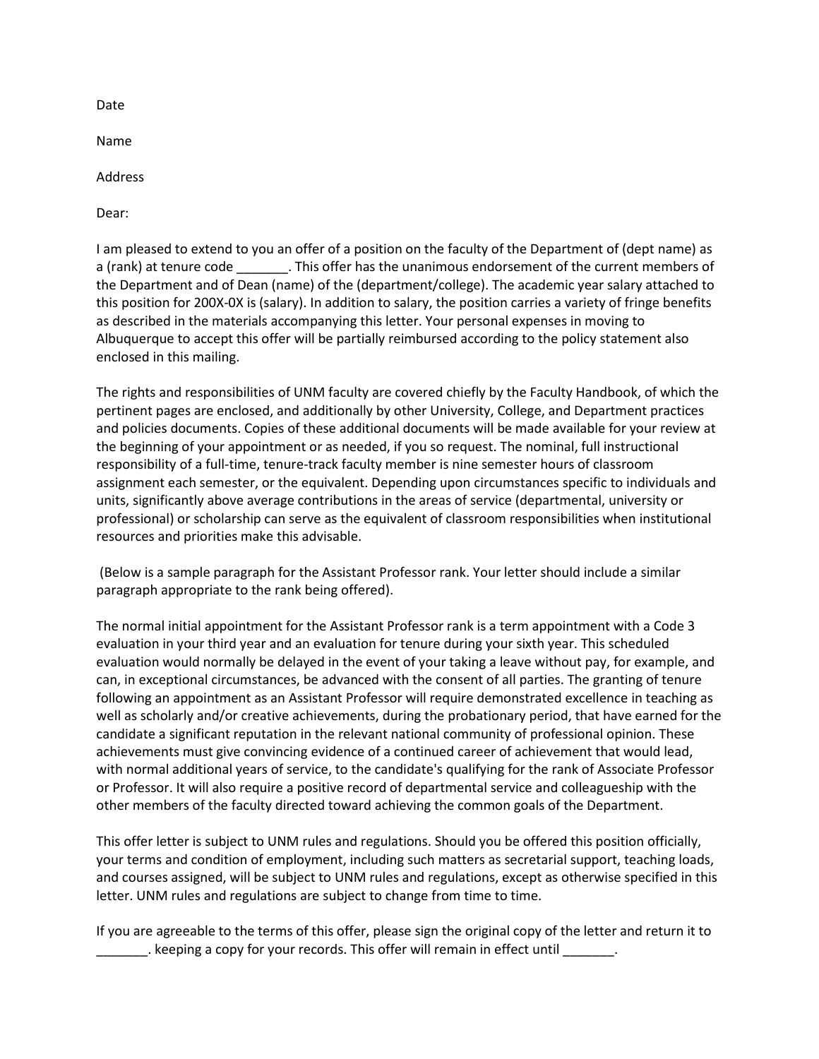Date

Name

Address

Dear:

I am pleased to extend to you an offer of a position on the faculty of the Department of (dept name) as a (rank) at tenure code _______. This offer has the unanimous endorsement of the current members of the Department and of Dean (name) of the (department/college). The academic year salary attached to this position for 200X-0X is (salary). In addition to salary, the position carries a variety of fringe benefits as described in the materials accompanying this letter. Your personal expenses in moving to Albuquerque to accept this offer will be partially reimbursed according to the policy statement also enclosed in this mailing.

The rights and responsibilities of UNM faculty are covered chiefly by the Faculty Handbook, of which the pertinent pages are enclosed, and additionally by other University, College, and Department practices and policies documents. Copies of these additional documents will be made available for your review at the beginning of your appointment or as needed, if you so request. The nominal, full instructional responsibility of a full-time, tenure-track faculty member is nine semester hours of classroom assignment each semester, or the equivalent. Depending upon circumstances specific to individuals and units, significantly above average contributions in the areas of service (departmental, university or professional) or scholarship can serve as the equivalent of classroom responsibilities when institutional resources and priorities make this advisable.

(Below is a sample paragraph for the Assistant Professor rank. Your letter should include a similar paragraph appropriate to the rank being offered).

The normal initial appointment for the Assistant Professor rank is a term appointment with a Code 3 evaluation in your third year and an evaluation for tenure during your sixth year. This scheduled evaluation would normally be delayed in the event of your taking a leave without pay, for example, and can, in exceptional circumstances, be advanced with the consent of all parties. The granting of tenure following an appointment as an Assistant Professor will require demonstrated excellence in teaching as well as scholarly and/or creative achievements, during the probationary period, that have earned for the candidate a significant reputation in the relevant national community of professional opinion. These achievements must give convincing evidence of a continued career of achievement that would lead, with normal additional years of service, to the candidate's qualifying for the rank of Associate Professor or Professor. It will also require a positive record of departmental service and colleagueship with the other members of the faculty directed toward achieving the common goals of the Department.

This offer letter is subject to UNM rules and regulations. Should you be offered this position officially, your terms and condition of employment, including such matters as secretarial support, teaching loads, and courses assigned, will be subject to UNM rules and regulations, except as otherwise specified in this letter. UNM rules and regulations are subject to change from time to time.

If you are agreeable to the terms of this offer, please sign the original copy of the letter and return it to _______. keeping a copy for your records. This offer will remain in effect until _______.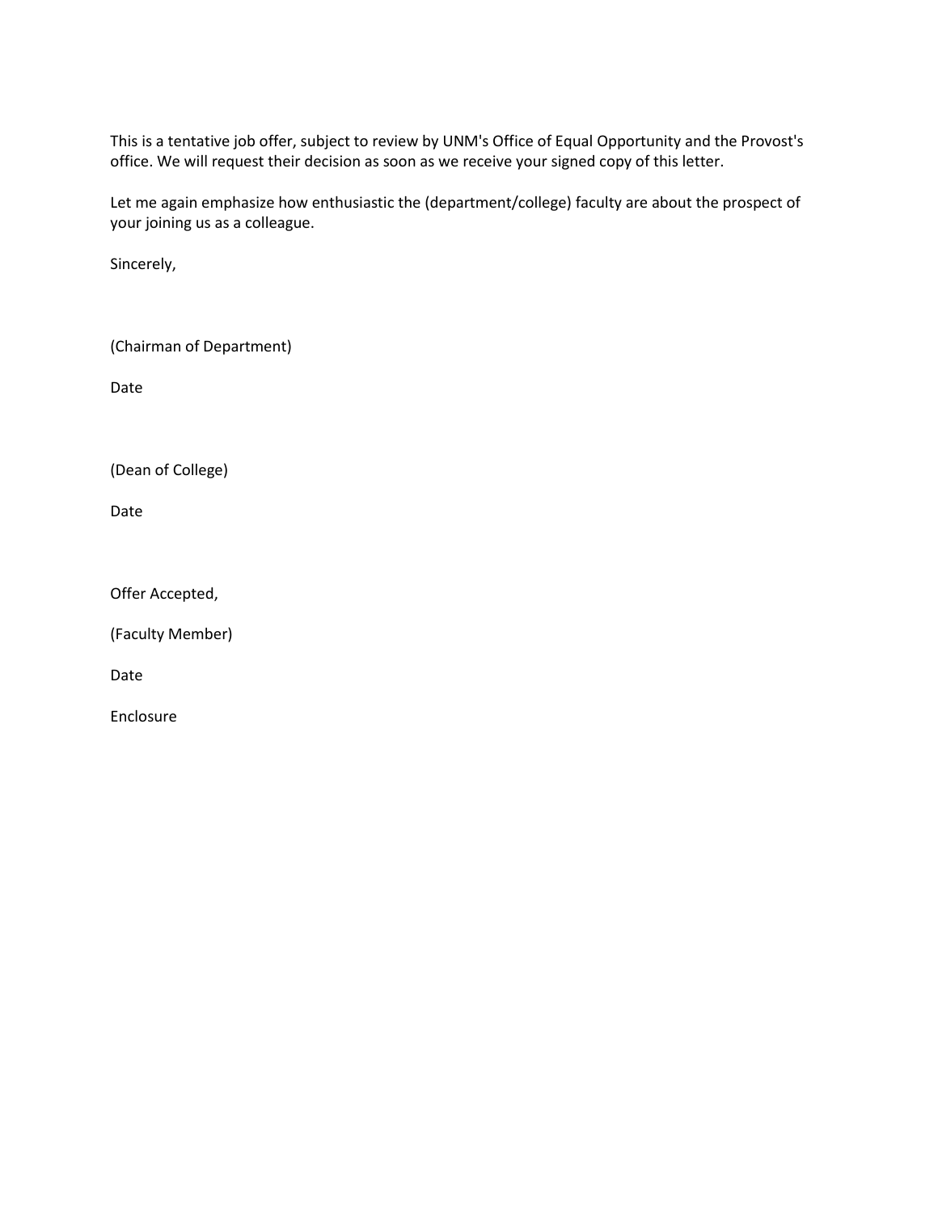This is a tentative job offer, subject to review by UNM's Office of Equal Opportunity and the Provost's office. We will request their decision as soon as we receive your signed copy of this letter.

Let me again emphasize how enthusiastic the (department/college) faculty are about the prospect of your joining us as a colleague.

Sincerely,

(Chairman of Department)

Date

(Dean of College)

Date

Offer Accepted,

(Faculty Member)

Date

Enclosure